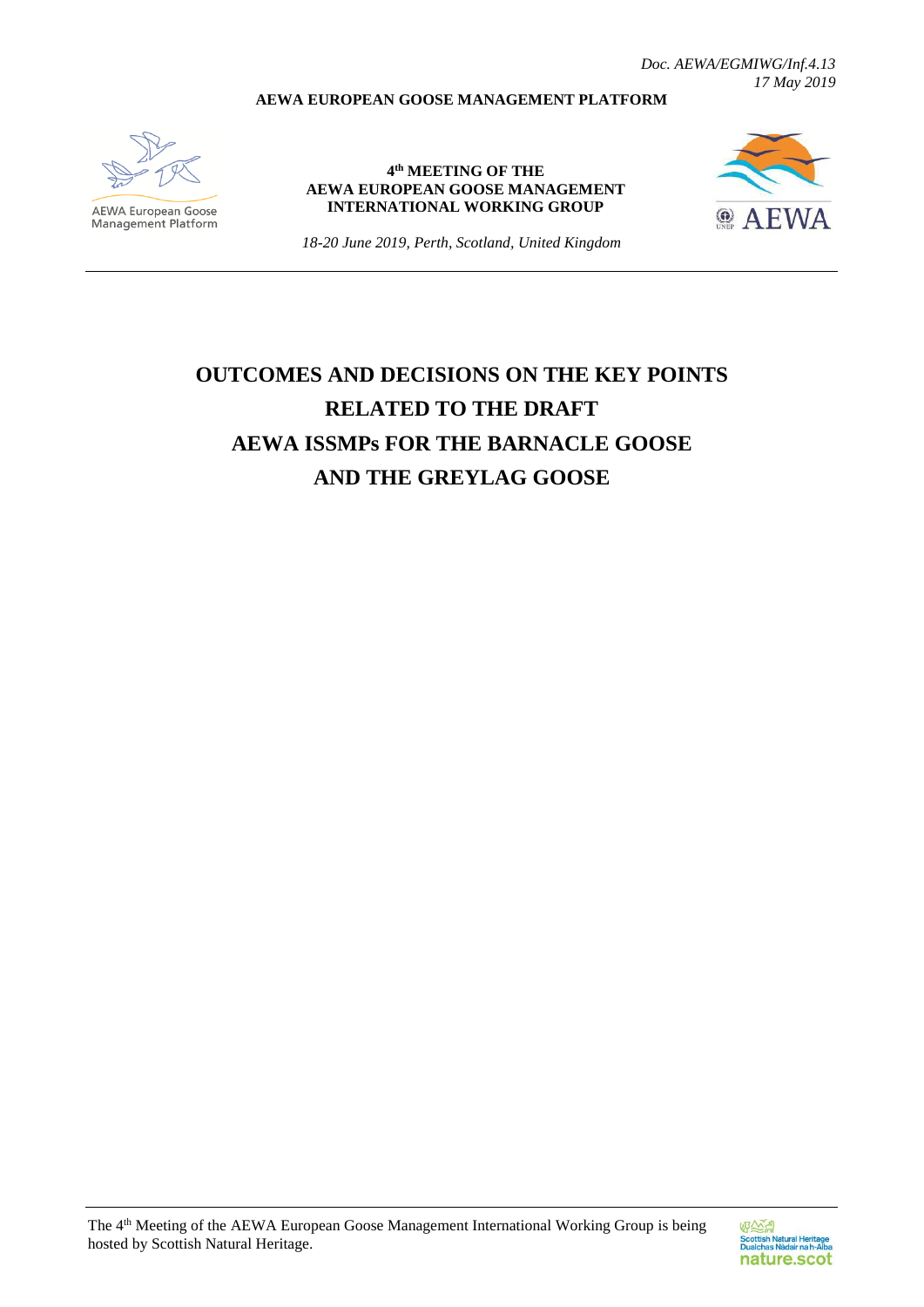*Doc. AEWA/EGMIWG/Inf.4.13*
*17 May 2019*

**AEWA EUROPEAN GOOSE MANAGEMENT PLATFORM**

AEWA European Goose Management Platform

**4th MEETING OF THE AEWA EUROPEAN GOOSE MANAGEMENT INTERNATIONAL WORKING GROUP**

*18-20 June 2019, Perth, Scotland, United Kingdom*

# OUTCOMES AND DECISIONS ON THE KEY POINTS RELATED TO THE DRAFT AEWA ISSMPs FOR THE BARNACLE GOOSE AND THE GREYLAG GOOSE

The 4th Meeting of the AEWA European Goose Management International Working Group is being hosted by Scottish Natural Heritage.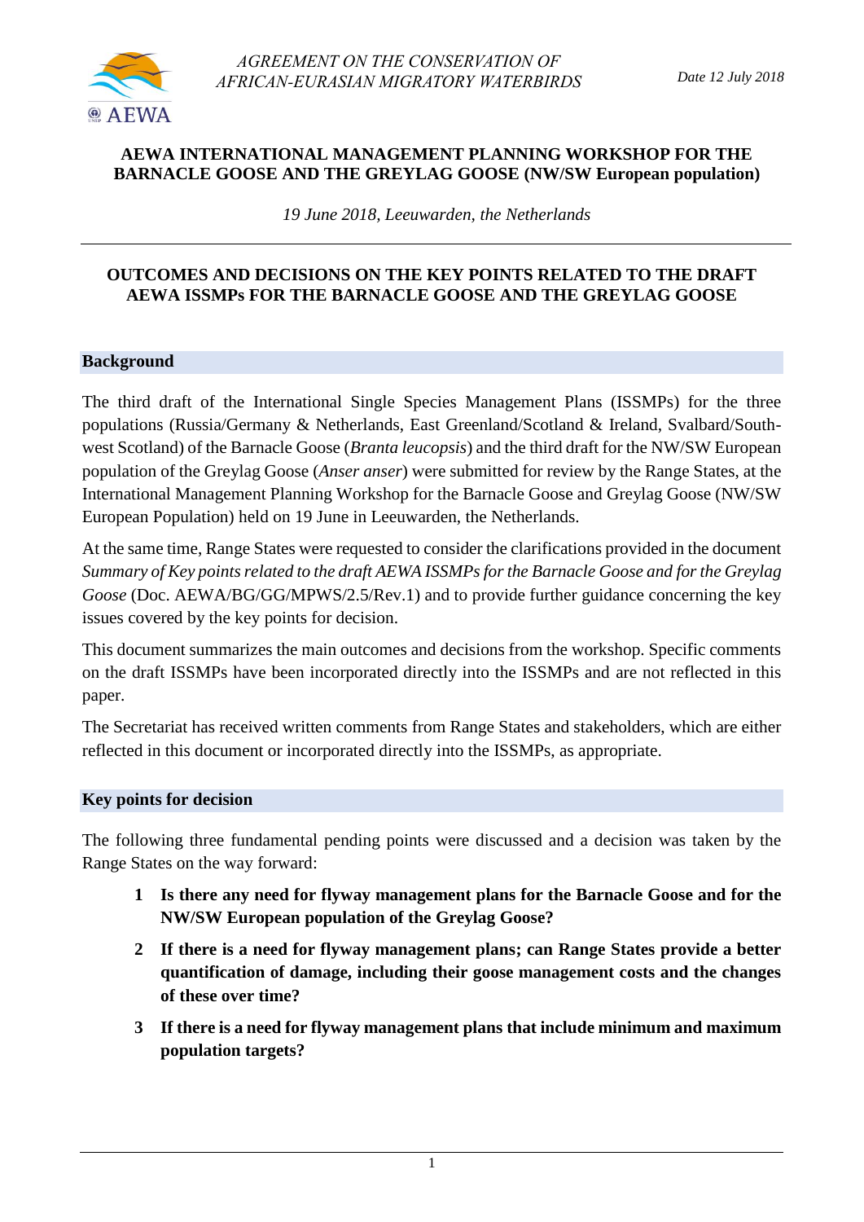AGREEMENT ON THE CONSERVATION OF AFRICAN-EURASIAN MIGRATORY WATERBIRDS

*Date 12 July 2018*

**AEWA INTERNATIONAL MANAGEMENT PLANNING WORKSHOP FOR THE BARNACLE GOOSE AND THE GREYLAG GOOSE (NW/SW European population)**

*19 June 2018, Leeuwarden, the Netherlands*

---

**OUTCOMES AND DECISIONS ON THE KEY POINTS RELATED TO THE DRAFT AEWA ISSMPs FOR THE BARNACLE GOOSE AND THE GREYLAG GOOSE**

## Background

The third draft of the International Single Species Management Plans (ISSMPs) for the three populations (Russia/Germany & Netherlands, East Greenland/Scotland & Ireland, Svalbard/South-west Scotland) of the Barnacle Goose (*Branta leucopsis*) and the third draft for the NW/SW European population of the Greylag Goose (*Anser anser*) were submitted for review by the Range States, at the International Management Planning Workshop for the Barnacle Goose and Greylag Goose (NW/SW European Population) held on 19 June in Leeuwarden, the Netherlands.

At the same time, Range States were requested to consider the clarifications provided in the document *Summary of Key points related to the draft AEWA ISSMPs for the Barnacle Goose and for the Greylag Goose* (Doc. AEWA/BG/GG/MPWS/2.5/Rev.1) and to provide further guidance concerning the key issues covered by the key points for decision.

This document summarizes the main outcomes and decisions from the workshop. Specific comments on the draft ISSMPs have been incorporated directly into the ISSMPs and are not reflected in this paper.

The Secretariat has received written comments from Range States and stakeholders, which are either reflected in this document or incorporated directly into the ISSMPs, as appropriate.

## Key points for decision

The following three fundamental pending points were discussed and a decision was taken by the Range States on the way forward:

1. **Is there any need for flyway management plans for the Barnacle Goose and for the NW/SW European population of the Greylag Goose?**
2. **If there is a need for flyway management plans; can Range States provide a better quantification of damage, including their goose management costs and the changes of these over time?**
3. **If there is a need for flyway management plans that include minimum and maximum population targets?**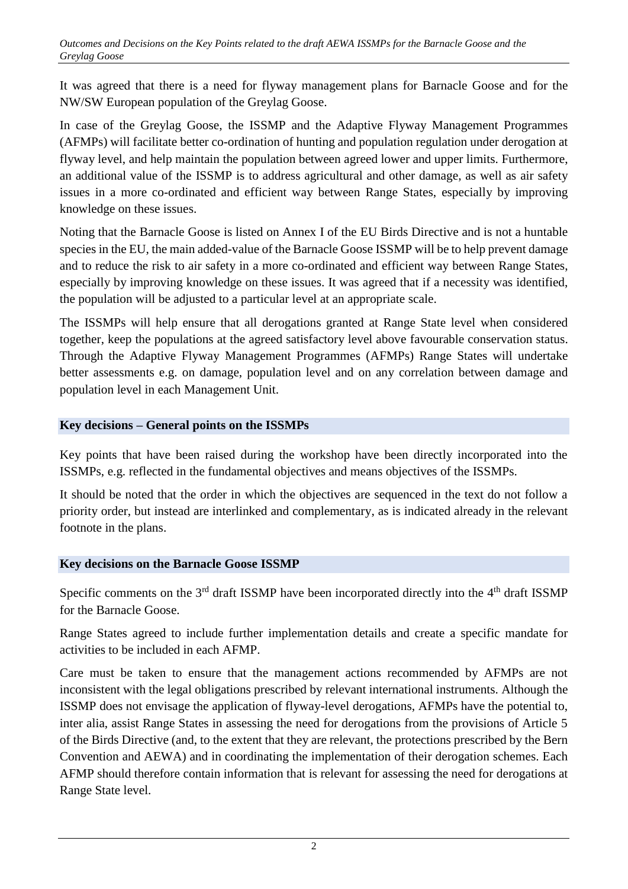It was agreed that there is a need for flyway management plans for Barnacle Goose and for the NW/SW European population of the Greylag Goose.

In case of the Greylag Goose, the ISSMP and the Adaptive Flyway Management Programmes (AFMPs) will facilitate better co-ordination of hunting and population regulation under derogation at flyway level, and help maintain the population between agreed lower and upper limits. Furthermore, an additional value of the ISSMP is to address agricultural and other damage, as well as air safety issues in a more co-ordinated and efficient way between Range States, especially by improving knowledge on these issues.

Noting that the Barnacle Goose is listed on Annex I of the EU Birds Directive and is not a huntable species in the EU, the main added-value of the Barnacle Goose ISSMP will be to help prevent damage and to reduce the risk to air safety in a more co-ordinated and efficient way between Range States, especially by improving knowledge on these issues. It was agreed that if a necessity was identified, the population will be adjusted to a particular level at an appropriate scale.

The ISSMPs will help ensure that all derogations granted at Range State level when considered together, keep the populations at the agreed satisfactory level above favourable conservation status. Through the Adaptive Flyway Management Programmes (AFMPs) Range States will undertake better assessments e.g. on damage, population level and on any correlation between damage and population level in each Management Unit.

## Key decisions – General points on the ISSMPs

Key points that have been raised during the workshop have been directly incorporated into the ISSMPs, e.g. reflected in the fundamental objectives and means objectives of the ISSMPs.

It should be noted that the order in which the objectives are sequenced in the text do not follow a priority order, but instead are interlinked and complementary, as is indicated already in the relevant footnote in the plans.

## Key decisions on the Barnacle Goose ISSMP

Specific comments on the 3rd draft ISSMP have been incorporated directly into the 4th draft ISSMP for the Barnacle Goose.

Range States agreed to include further implementation details and create a specific mandate for activities to be included in each AFMP.

Care must be taken to ensure that the management actions recommended by AFMPs are not inconsistent with the legal obligations prescribed by relevant international instruments. Although the ISSMP does not envisage the application of flyway-level derogations, AFMPs have the potential to, inter alia, assist Range States in assessing the need for derogations from the provisions of Article 5 of the Birds Directive (and, to the extent that they are relevant, the protections prescribed by the Bern Convention and AEWA) and in coordinating the implementation of their derogation schemes. Each AFMP should therefore contain information that is relevant for assessing the need for derogations at Range State level.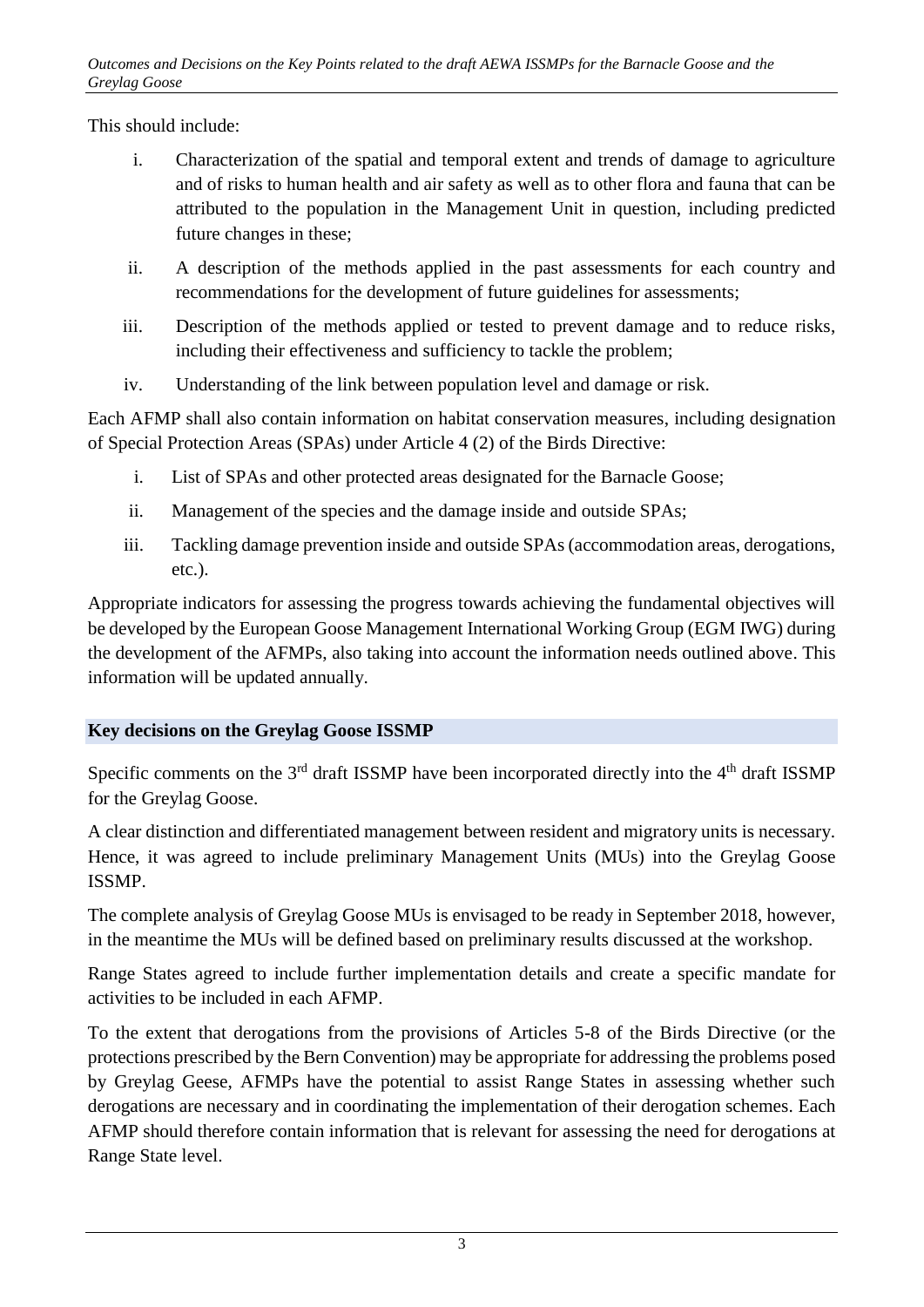This should include:

i. Characterization of the spatial and temporal extent and trends of damage to agriculture and of risks to human health and air safety as well as to other flora and fauna that can be attributed to the population in the Management Unit in question, including predicted future changes in these;

ii. A description of the methods applied in the past assessments for each country and recommendations for the development of future guidelines for assessments;

iii. Description of the methods applied or tested to prevent damage and to reduce risks, including their effectiveness and sufficiency to tackle the problem;

iv. Understanding of the link between population level and damage or risk.

Each AFMP shall also contain information on habitat conservation measures, including designation of Special Protection Areas (SPAs) under Article 4 (2) of the Birds Directive:

i. List of SPAs and other protected areas designated for the Barnacle Goose;

ii. Management of the species and the damage inside and outside SPAs;

iii. Tackling damage prevention inside and outside SPAs (accommodation areas, derogations, etc.).

Appropriate indicators for assessing the progress towards achieving the fundamental objectives will be developed by the European Goose Management International Working Group (EGM IWG) during the development of the AFMPs, also taking into account the information needs outlined above. This information will be updated annually.

## Key decisions on the Greylag Goose ISSMP

Specific comments on the 3rd draft ISSMP have been incorporated directly into the 4th draft ISSMP for the Greylag Goose.

A clear distinction and differentiated management between resident and migratory units is necessary. Hence, it was agreed to include preliminary Management Units (MUs) into the Greylag Goose ISSMP.

The complete analysis of Greylag Goose MUs is envisaged to be ready in September 2018, however, in the meantime the MUs will be defined based on preliminary results discussed at the workshop.

Range States agreed to include further implementation details and create a specific mandate for activities to be included in each AFMP.

To the extent that derogations from the provisions of Articles 5-8 of the Birds Directive (or the protections prescribed by the Bern Convention) may be appropriate for addressing the problems posed by Greylag Geese, AFMPs have the potential to assist Range States in assessing whether such derogations are necessary and in coordinating the implementation of their derogation schemes. Each AFMP should therefore contain information that is relevant for assessing the need for derogations at Range State level.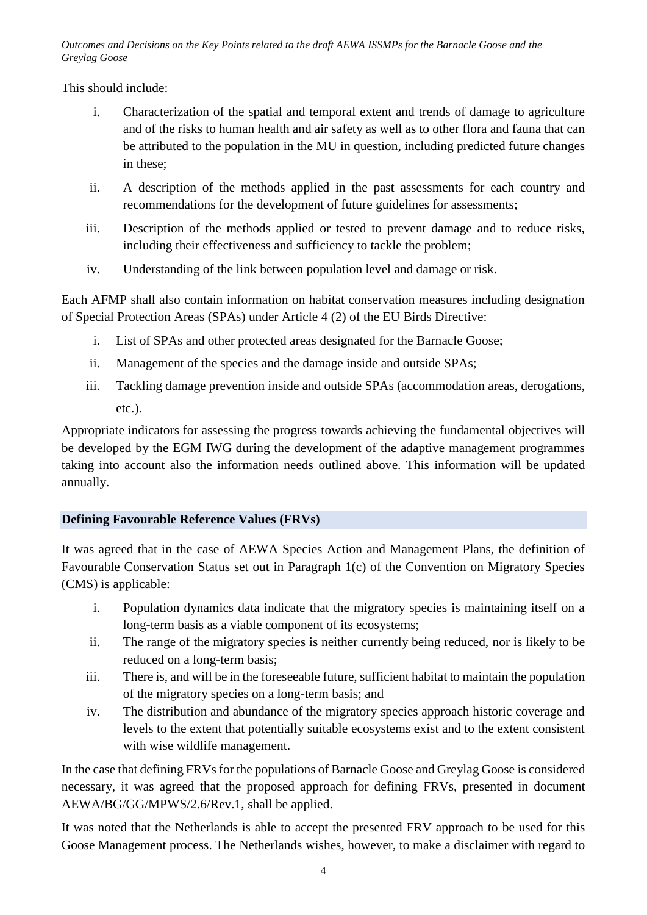This should include:

i. Characterization of the spatial and temporal extent and trends of damage to agriculture and of the risks to human health and air safety as well as to other flora and fauna that can be attributed to the population in the MU in question, including predicted future changes in these;

ii. A description of the methods applied in the past assessments for each country and recommendations for the development of future guidelines for assessments;

iii. Description of the methods applied or tested to prevent damage and to reduce risks, including their effectiveness and sufficiency to tackle the problem;

iv. Understanding of the link between population level and damage or risk.

Each AFMP shall also contain information on habitat conservation measures including designation of Special Protection Areas (SPAs) under Article 4 (2) of the EU Birds Directive:

i. List of SPAs and other protected areas designated for the Barnacle Goose;

ii. Management of the species and the damage inside and outside SPAs;

iii. Tackling damage prevention inside and outside SPAs (accommodation areas, derogations, etc.).

Appropriate indicators for assessing the progress towards achieving the fundamental objectives will be developed by the EGM IWG during the development of the adaptive management programmes taking into account also the information needs outlined above. This information will be updated annually.

### Defining Favourable Reference Values (FRVs)

It was agreed that in the case of AEWA Species Action and Management Plans, the definition of Favourable Conservation Status set out in Paragraph 1(c) of the Convention on Migratory Species (CMS) is applicable:

i. Population dynamics data indicate that the migratory species is maintaining itself on a long-term basis as a viable component of its ecosystems;

ii. The range of the migratory species is neither currently being reduced, nor is likely to be reduced on a long-term basis;

iii. There is, and will be in the foreseeable future, sufficient habitat to maintain the population of the migratory species on a long-term basis; and

iv. The distribution and abundance of the migratory species approach historic coverage and levels to the extent that potentially suitable ecosystems exist and to the extent consistent with wise wildlife management.

In the case that defining FRVs for the populations of Barnacle Goose and Greylag Goose is considered necessary, it was agreed that the proposed approach for defining FRVs, presented in document AEWA/BG/GG/MPWS/2.6/Rev.1, shall be applied.

It was noted that the Netherlands is able to accept the presented FRV approach to be used for this Goose Management process. The Netherlands wishes, however, to make a disclaimer with regard to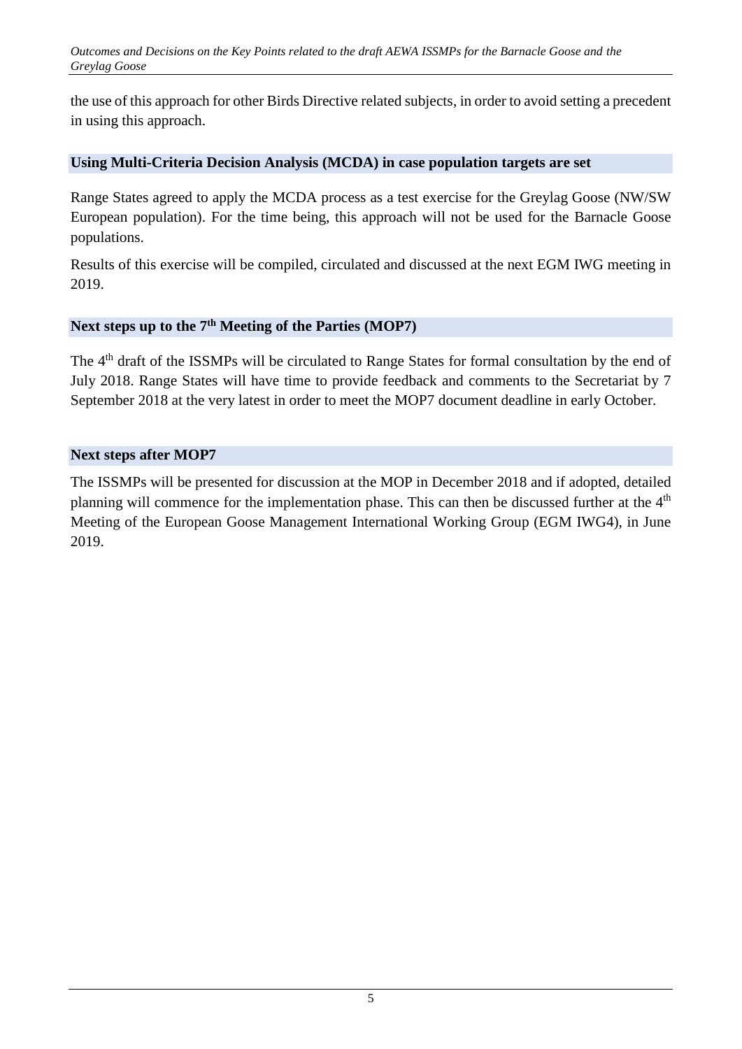the use of this approach for other Birds Directive related subjects, in order to avoid setting a precedent in using this approach.

### Using Multi-Criteria Decision Analysis (MCDA) in case population targets are set

Range States agreed to apply the MCDA process as a test exercise for the Greylag Goose (NW/SW European population). For the time being, this approach will not be used for the Barnacle Goose populations.

Results of this exercise will be compiled, circulated and discussed at the next EGM IWG meeting in 2019.

### Next steps up to the 7th Meeting of the Parties (MOP7)

The 4th draft of the ISSMPs will be circulated to Range States for formal consultation by the end of July 2018. Range States will have time to provide feedback and comments to the Secretariat by 7 September 2018 at the very latest in order to meet the MOP7 document deadline in early October.

### Next steps after MOP7

The ISSMPs will be presented for discussion at the MOP in December 2018 and if adopted, detailed planning will commence for the implementation phase. This can then be discussed further at the 4th Meeting of the European Goose Management International Working Group (EGM IWG4), in June 2019.